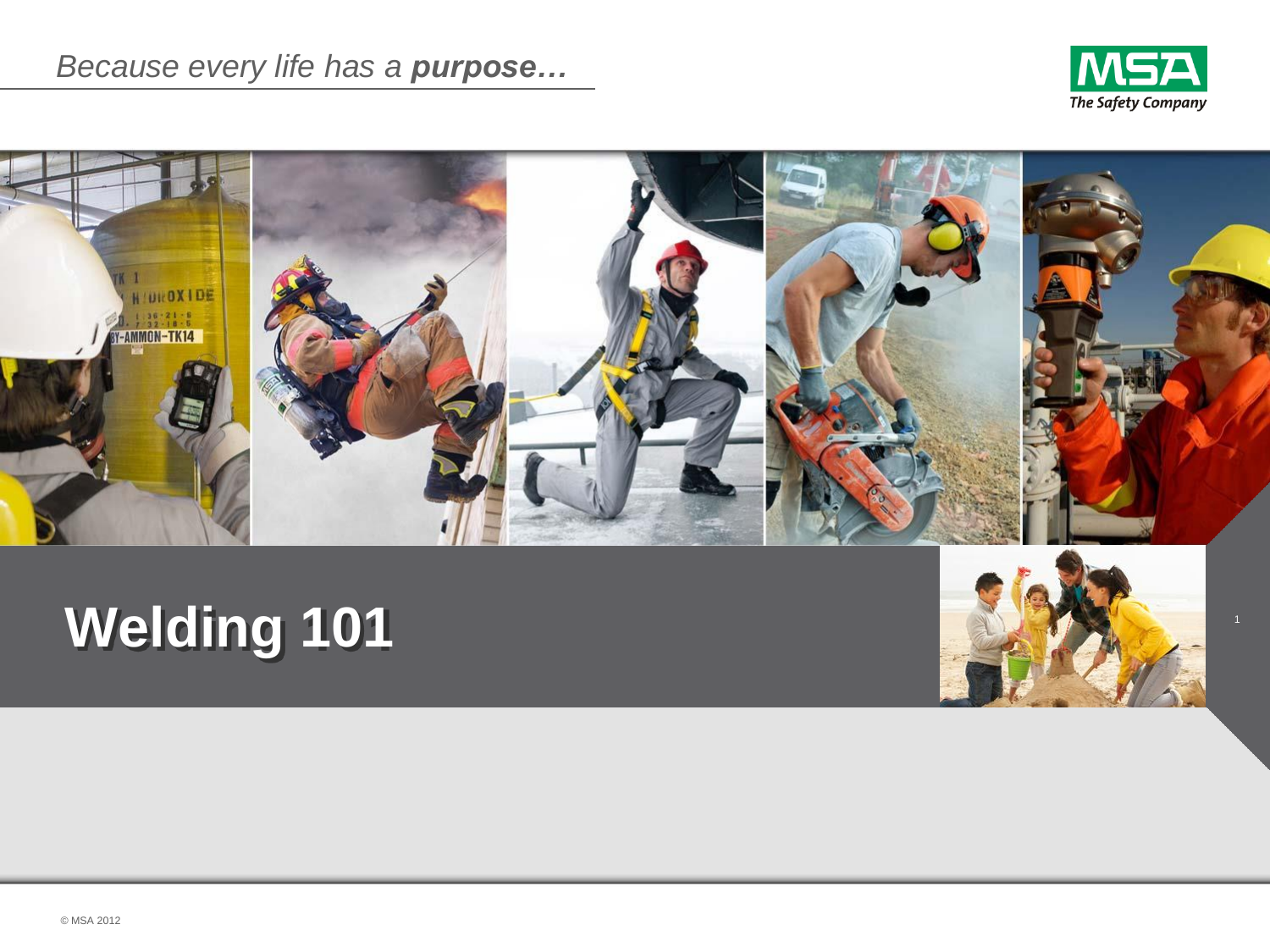*Because every life has a* ***purpose…***

MSA
*The Safety Company*

# Welding 101

© MSA 2012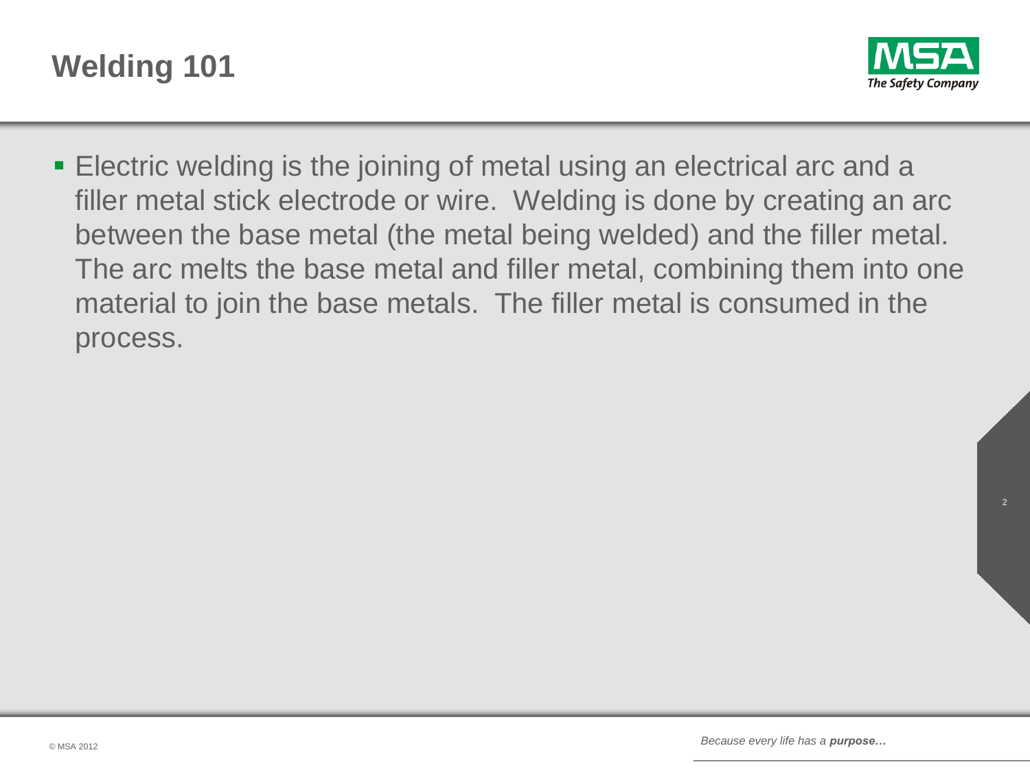# Welding 101

- Electric welding is the joining of metal using an electrical arc and a filler metal stick electrode or wire. Welding is done by creating an arc between the base metal (the metal being welded) and the filler metal. The arc melts the base metal and filler metal, combining them into one material to join the base metals. The filler metal is consumed in the process.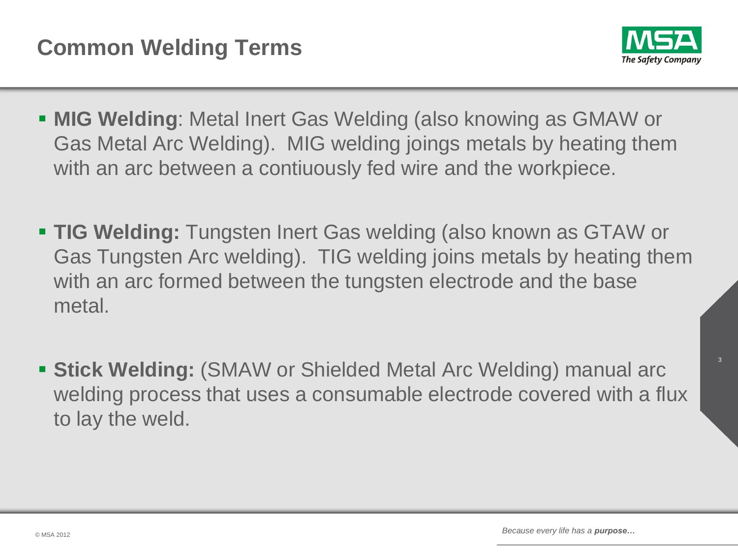# Common Welding Terms

- **MIG Welding**: Metal Inert Gas Welding (also knowing as GMAW or Gas Metal Arc Welding). MIG welding joings metals by heating them with an arc between a contiuously fed wire and the workpiece.

- **TIG Welding:** Tungsten Inert Gas welding (also known as GTAW or Gas Tungsten Arc welding). TIG welding joins metals by heating them with an arc formed between the tungsten electrode and the base metal.

- **Stick Welding:** (SMAW or Shielded Metal Arc Welding) manual arc welding process that uses a consumable electrode covered with a flux to lay the weld.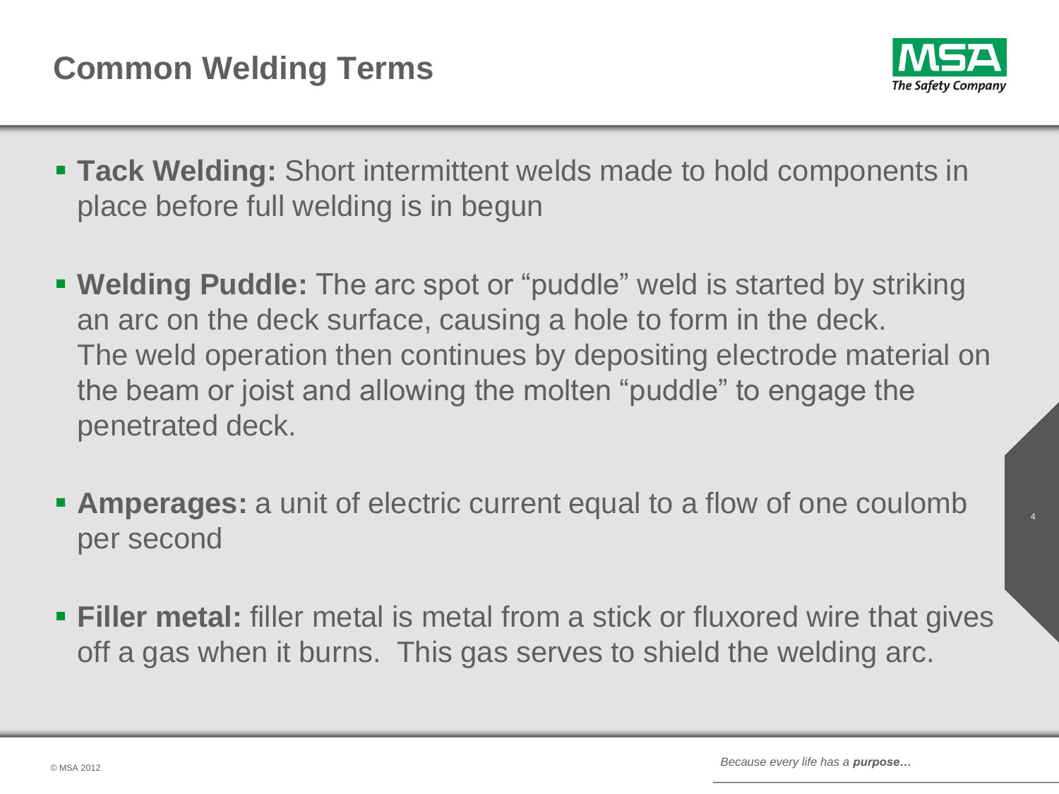# Common Welding Terms

- **Tack Welding:** Short intermittent welds made to hold components in place before full welding is in begun
- **Welding Puddle:** The arc spot or "puddle" weld is started by striking an arc on the deck surface, causing a hole to form in the deck. The weld operation then continues by depositing electrode material on the beam or joist and allowing the molten "puddle" to engage the penetrated deck.
- **Amperages:** a unit of electric current equal to a flow of one coulomb per second
- **Filler metal:** filler metal is metal from a stick or fluxored wire that gives off a gas when it burns. This gas serves to shield the welding arc.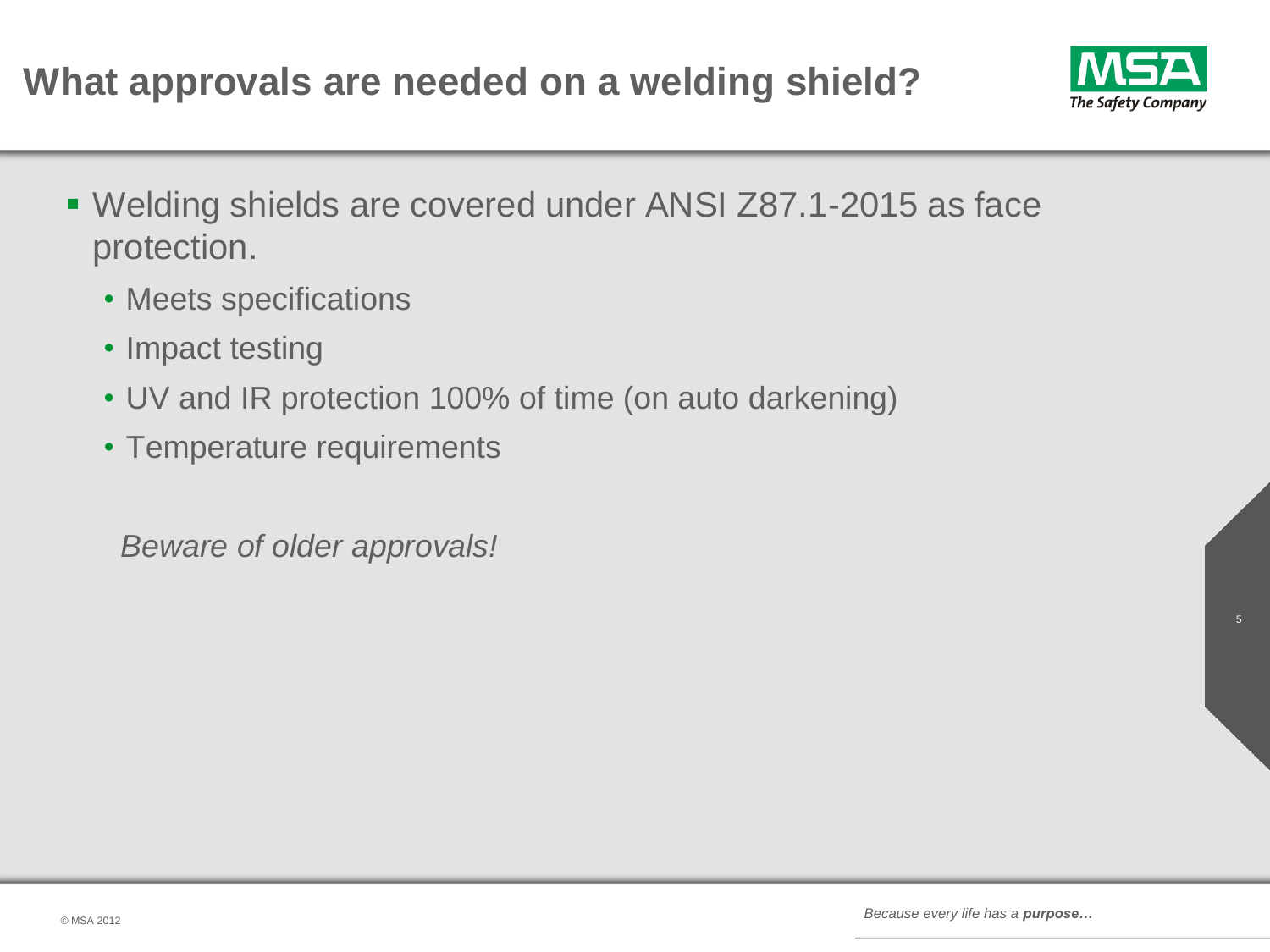# What approvals are needed on a welding shield?

- Welding shields are covered under ANSI Z87.1-2015 as face protection.
  - Meets specifications
  - Impact testing
  - UV and IR protection 100% of time (on auto darkening)
  - Temperature requirements

*Beware of older approvals!*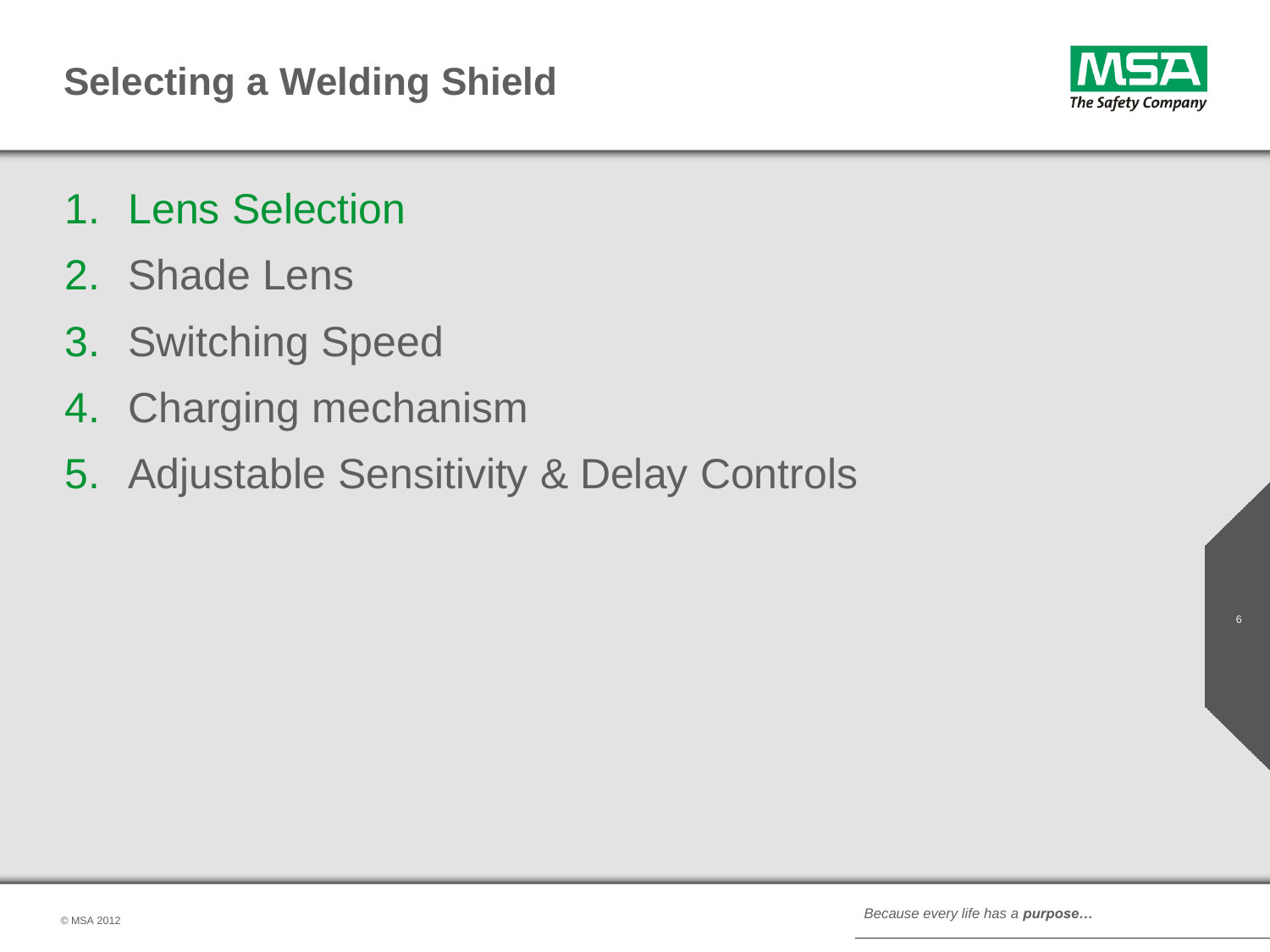# Selecting a Welding Shield

1. Lens Selection
2. Shade Lens
3. Switching Speed
4. Charging mechanism
5. Adjustable Sensitivity & Delay Controls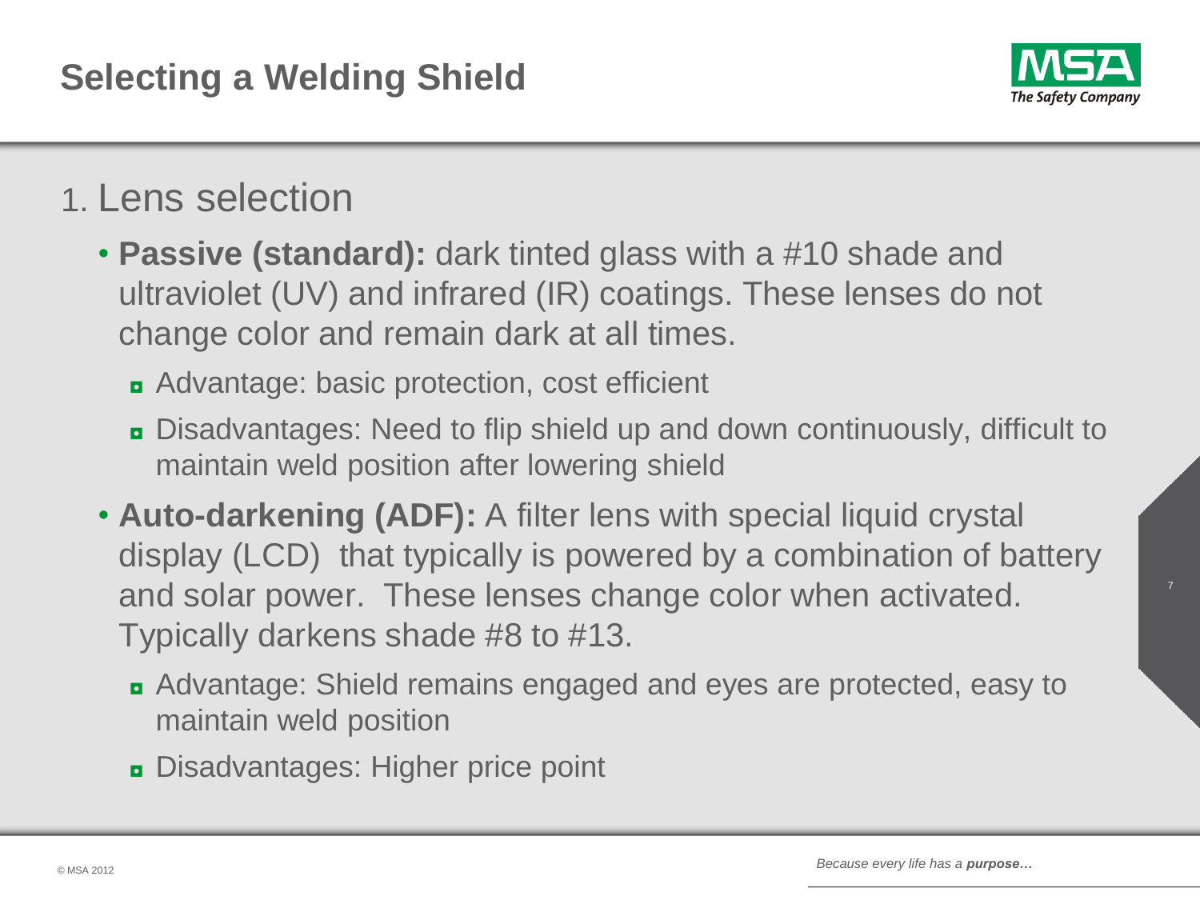# Selecting a Welding Shield

## 1. Lens selection

- **Passive (standard):** dark tinted glass with a #10 shade and ultraviolet (UV) and infrared (IR) coatings. These lenses do not change color and remain dark at all times.
  - Advantage: basic protection, cost efficient
  - Disadvantages: Need to flip shield up and down continuously, difficult to maintain weld position after lowering shield
- **Auto-darkening (ADF):** A filter lens with special liquid crystal display (LCD) that typically is powered by a combination of battery and solar power. These lenses change color when activated. Typically darkens shade #8 to #13.
  - Advantage: Shield remains engaged and eyes are protected, easy to maintain weld position
  - Disadvantages: Higher price point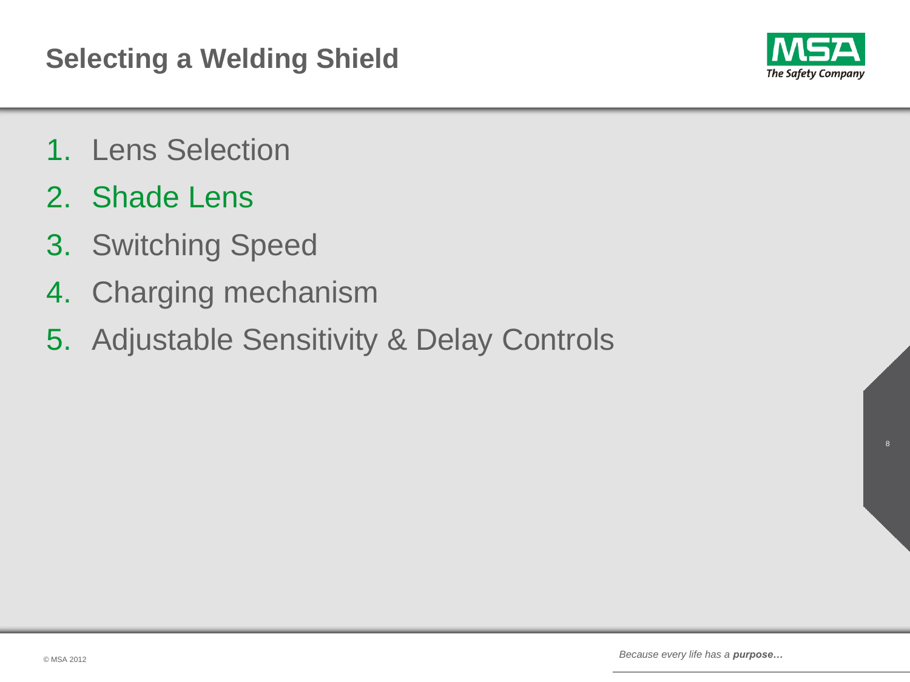# Selecting a Welding Shield

1. Lens Selection
2. Shade Lens
3. Switching Speed
4. Charging mechanism
5. Adjustable Sensitivity & Delay Controls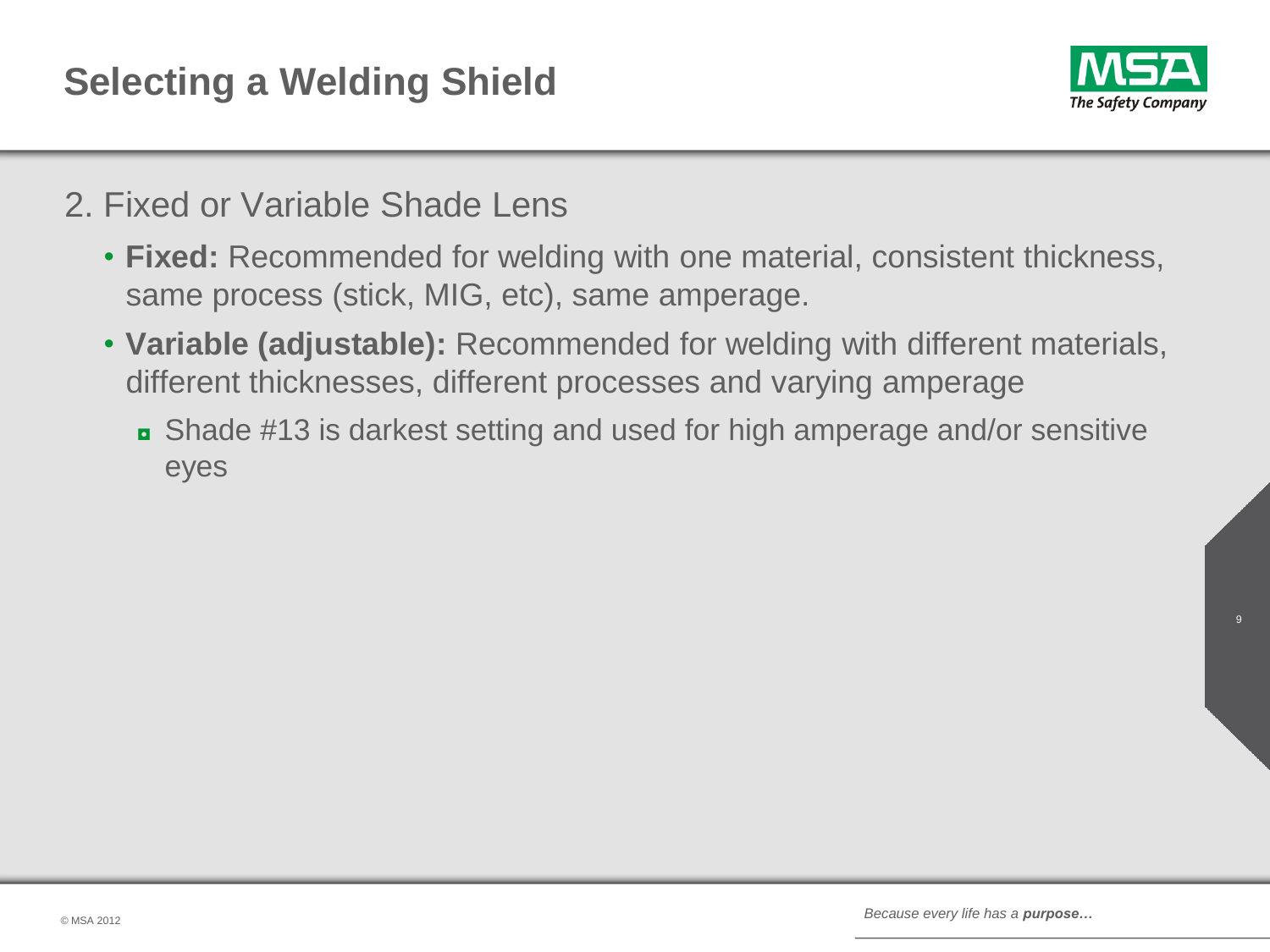# Selecting a Welding Shield

2. Fixed or Variable Shade Lens

- **Fixed:** Recommended for welding with one material, consistent thickness, same process (stick, MIG, etc), same amperage.
- **Variable (adjustable):** Recommended for welding with different materials, different thicknesses, different processes and varying amperage
  - Shade #13 is darkest setting and used for high amperage and/or sensitive eyes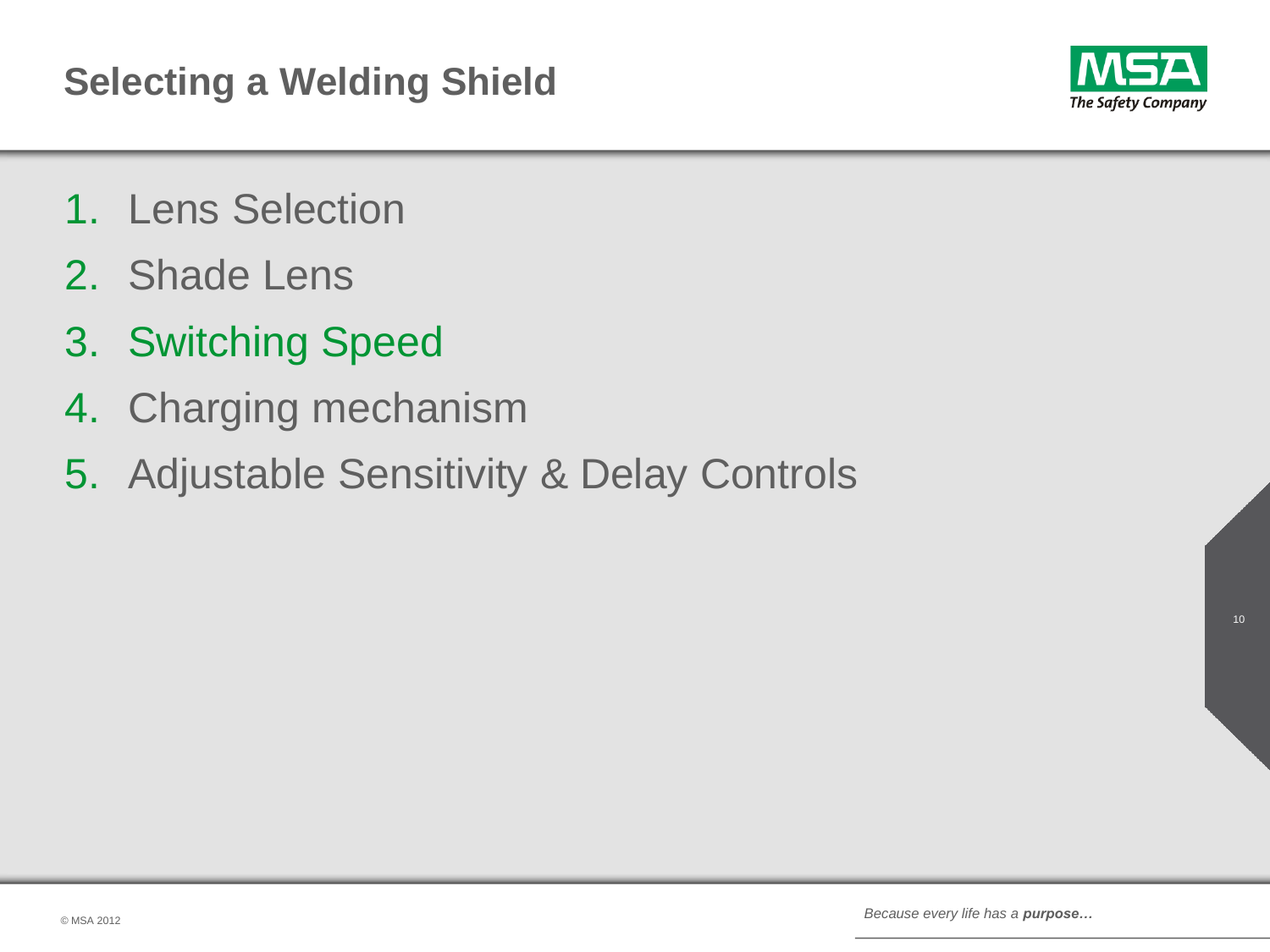# Selecting a Welding Shield

1. Lens Selection
2. Shade Lens
3. Switching Speed
4. Charging mechanism
5. Adjustable Sensitivity & Delay Controls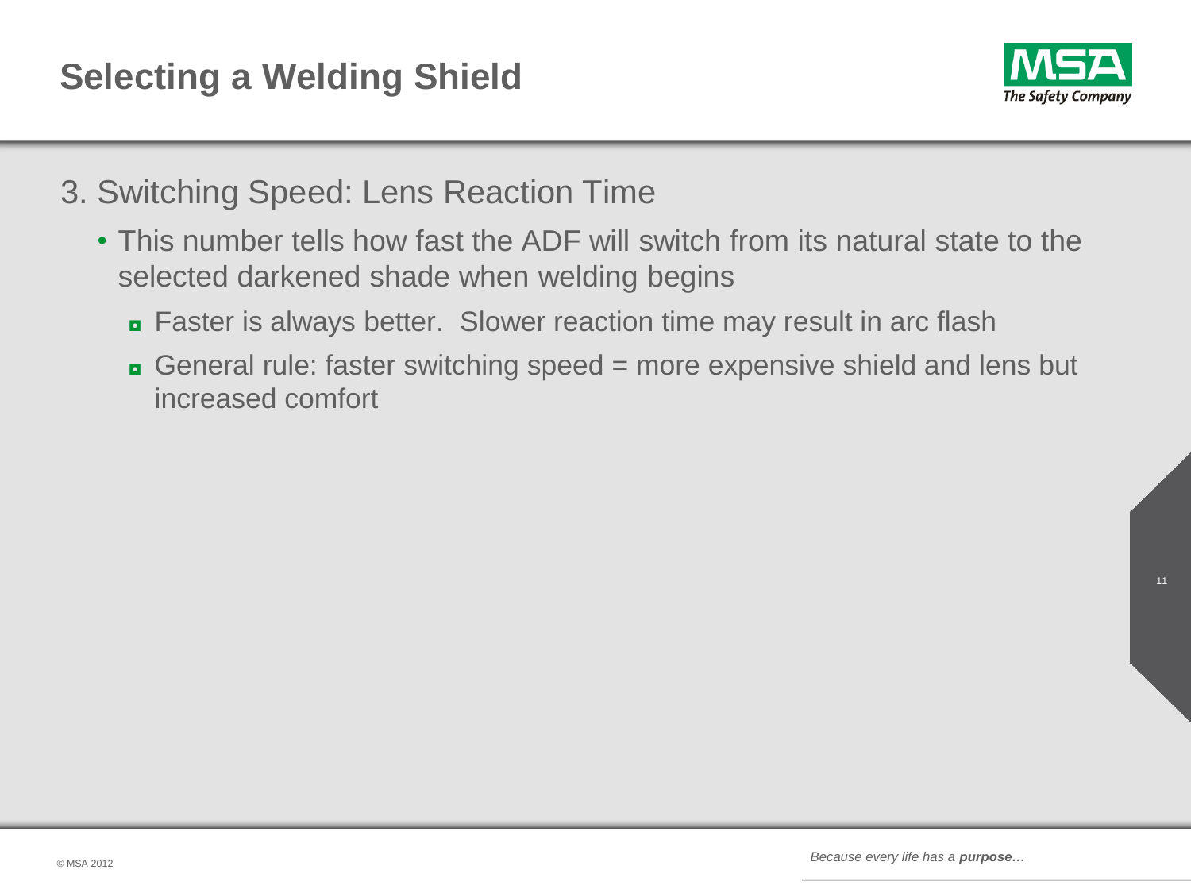# Selecting a Welding Shield

3. Switching Speed: Lens Reaction Time

- This number tells how fast the ADF will switch from its natural state to the selected darkened shade when welding begins
  - Faster is always better. Slower reaction time may result in arc flash
  - General rule: faster switching speed = more expensive shield and lens but increased comfort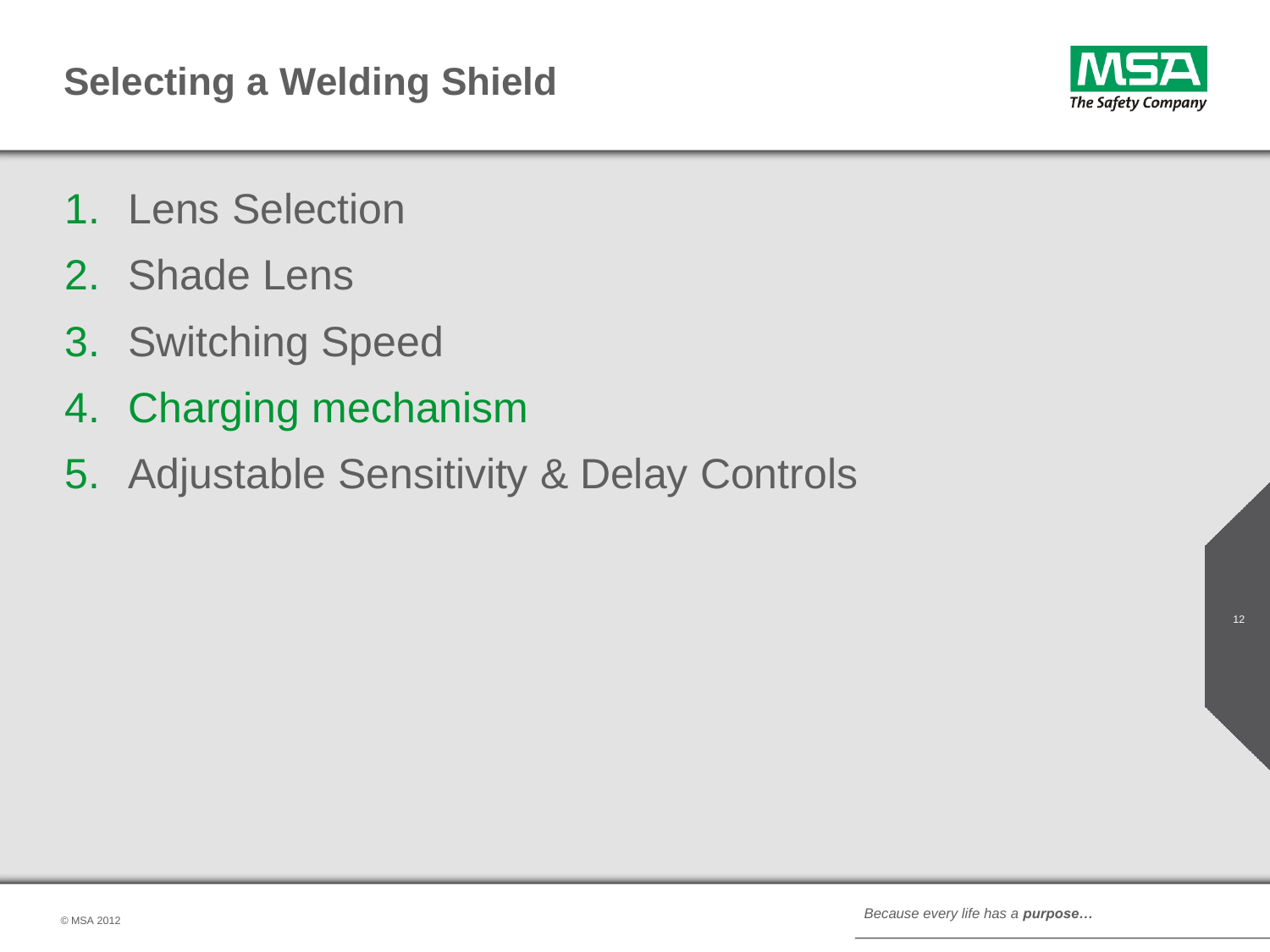# Selecting a Welding Shield

1. Lens Selection
2. Shade Lens
3. Switching Speed
4. Charging mechanism
5. Adjustable Sensitivity & Delay Controls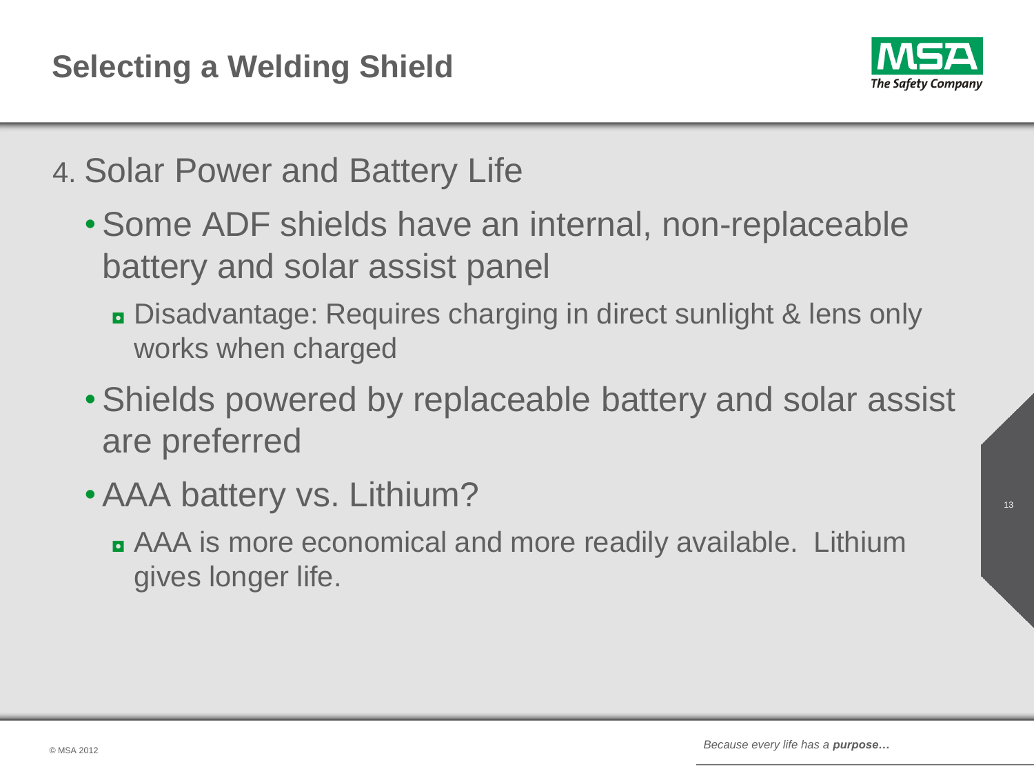# Selecting a Welding Shield

4. Solar Power and Battery Life

- Some ADF shields have an internal, non-replaceable battery and solar assist panel
  - Disadvantage: Requires charging in direct sunlight & lens only works when charged
- Shields powered by replaceable battery and solar assist are preferred
- AAA battery vs. Lithium?
  - AAA is more economical and more readily available. Lithium gives longer life.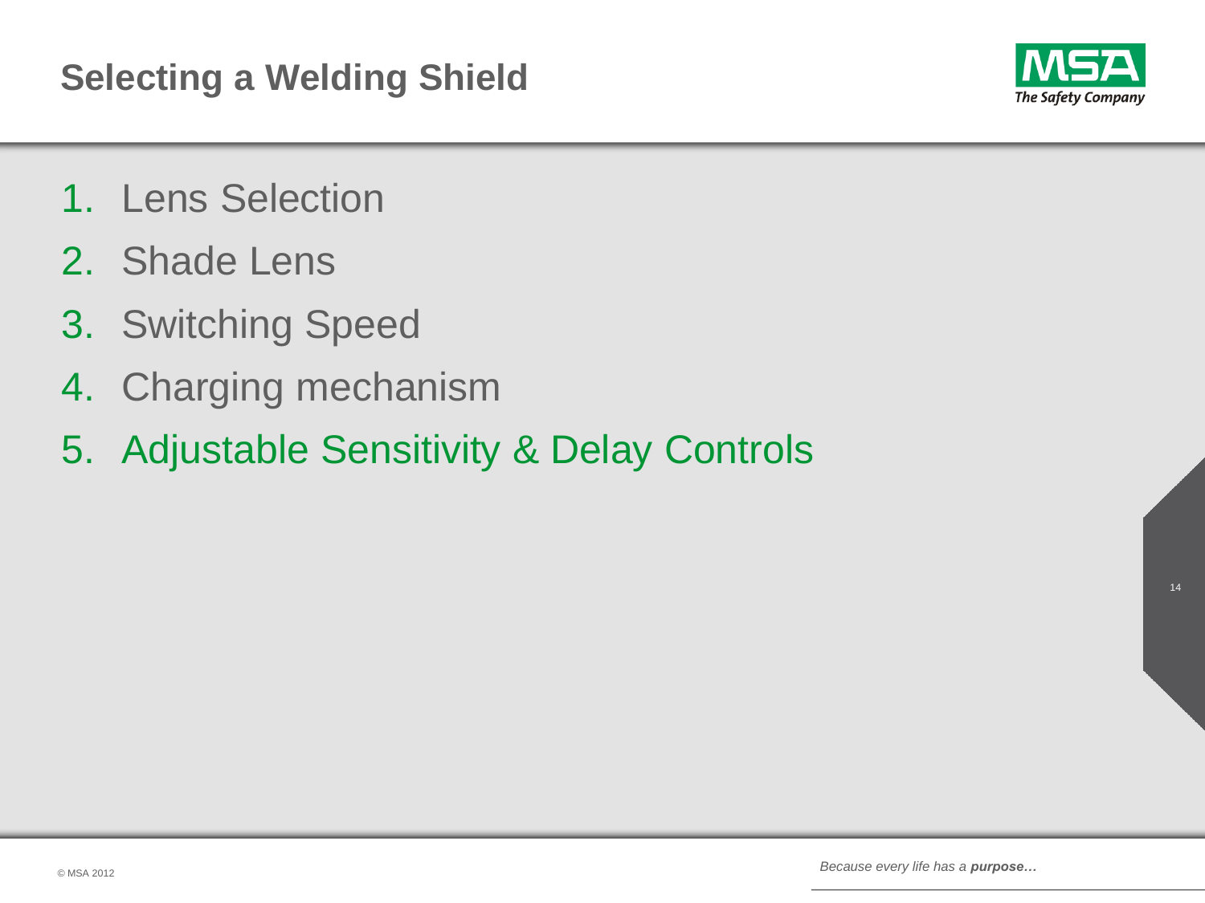# Selecting a Welding Shield

1. Lens Selection
2. Shade Lens
3. Switching Speed
4. Charging mechanism
5. Adjustable Sensitivity & Delay Controls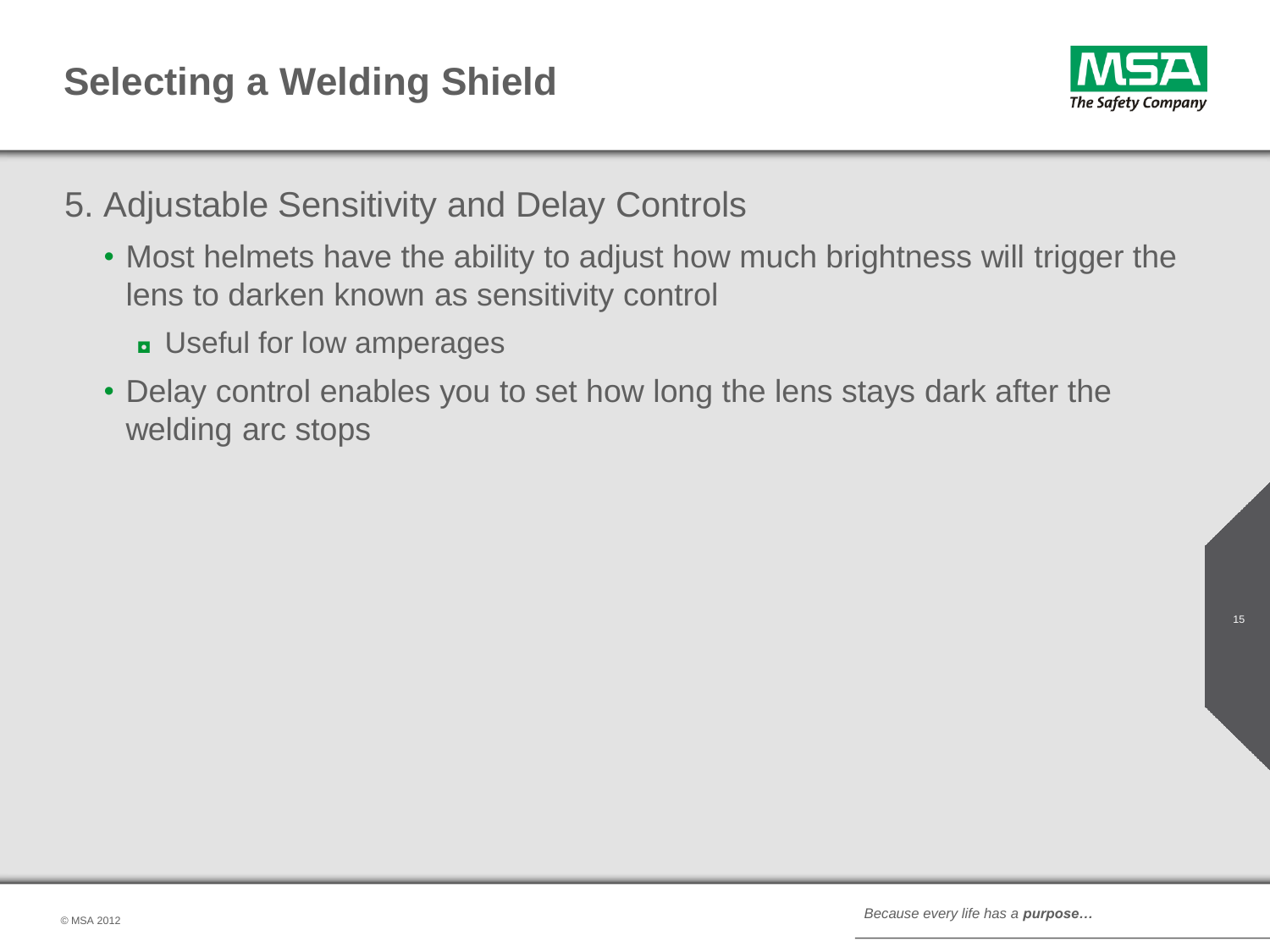# Selecting a Welding Shield

5. Adjustable Sensitivity and Delay Controls

- Most helmets have the ability to adjust how much brightness will trigger the lens to darken known as sensitivity control
  - Useful for low amperages
- Delay control enables you to set how long the lens stays dark after the welding arc stops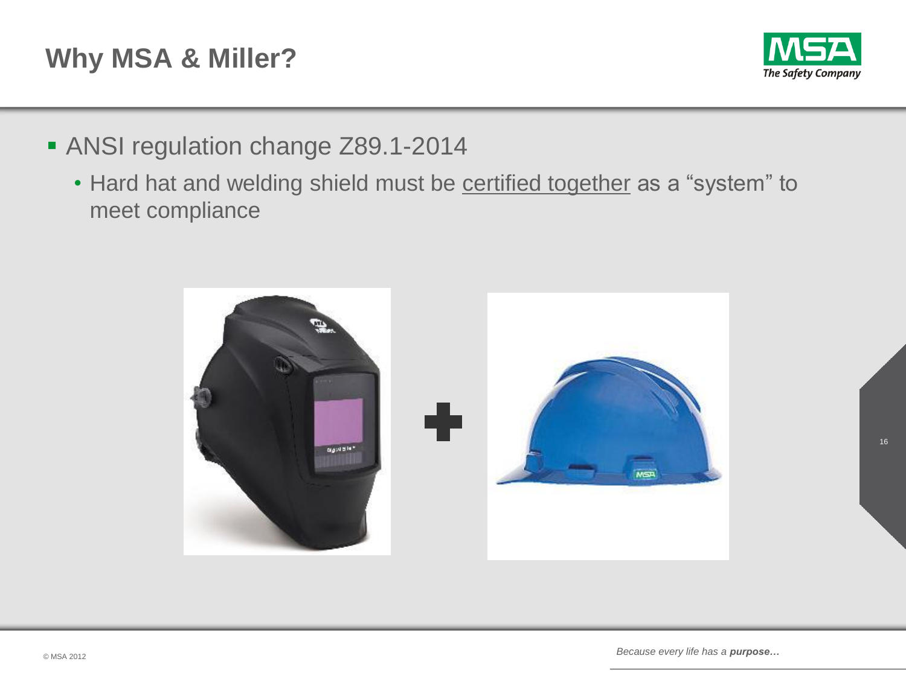# Why MSA & Miller?

- ANSI regulation change Z89.1-2014
  - Hard hat and welding shield must be certified together as a “system” to meet compliance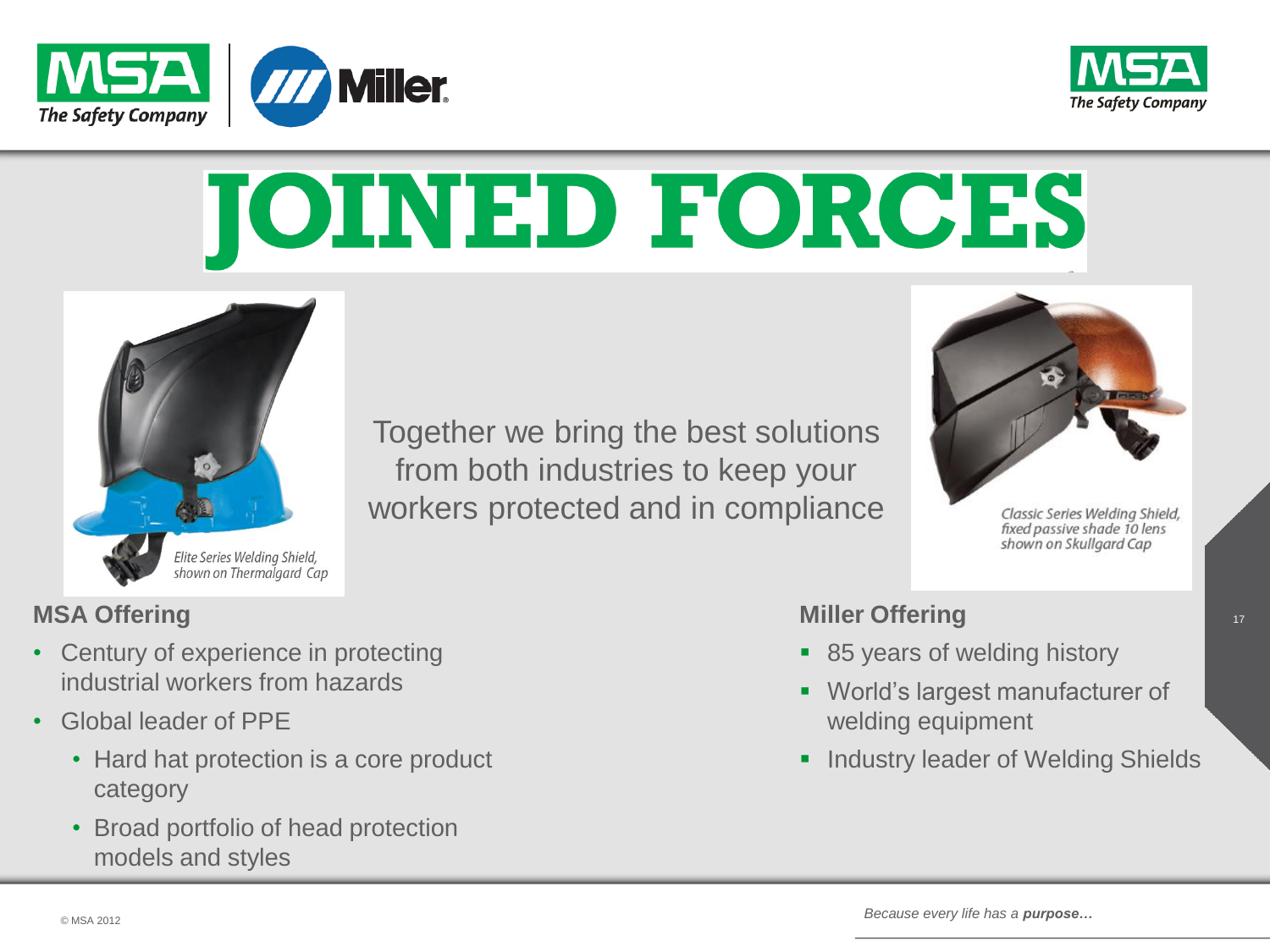# JOINED FORCES

Elite Series Welding Shield, shown on Thermalgard Cap

Together we bring the best solutions from both industries to keep your workers protected and in compliance

Classic Series Welding Shield, fixed passive shade 10 lens shown on Skullgard Cap

**MSA Offering**

- Century of experience in protecting industrial workers from hazards
- Global leader of PPE
  - Hard hat protection is a core product category
  - Broad portfolio of head protection models and styles

**Miller Offering**

- 85 years of welding history
- World's largest manufacturer of welding equipment
- Industry leader of Welding Shields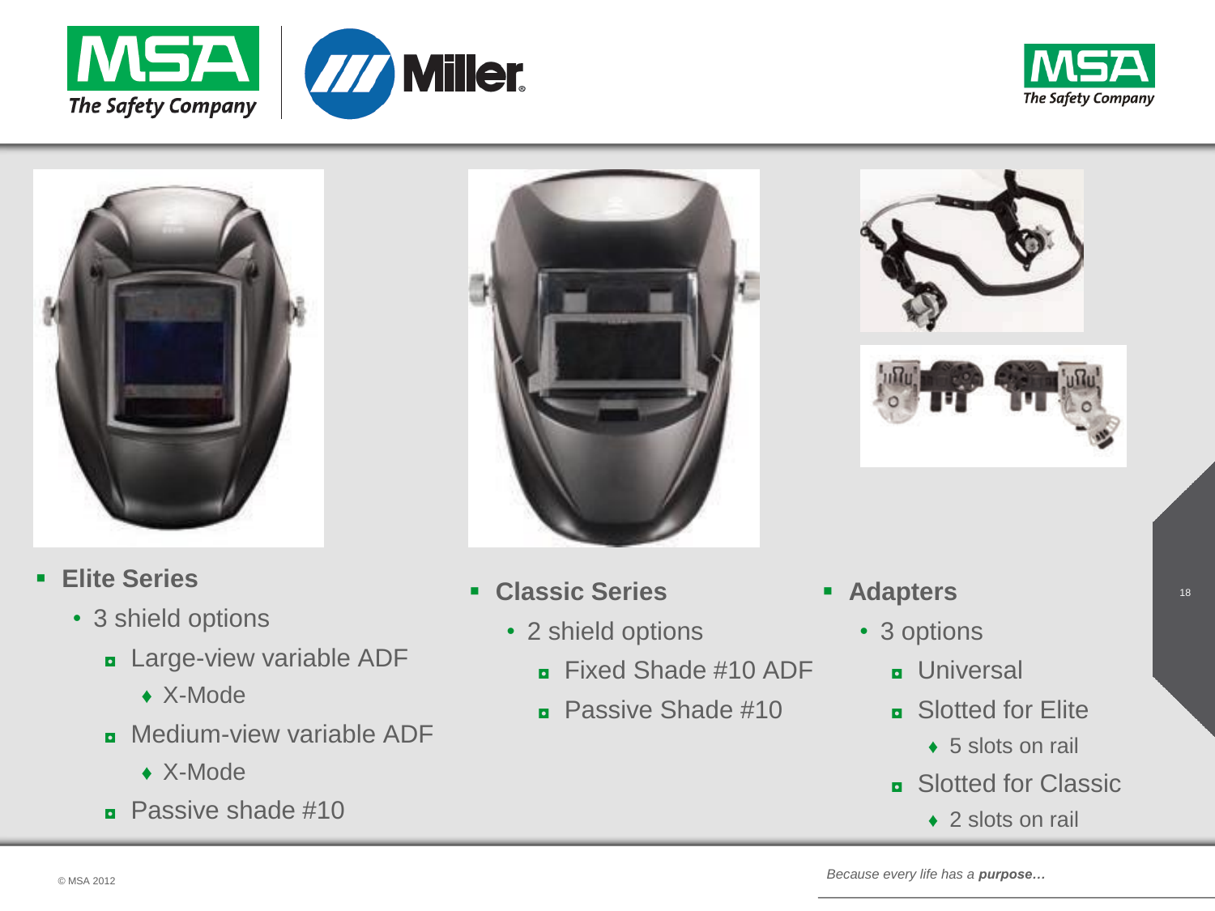- **Elite Series**
  - 3 shield options
    - Large-view variable ADF
      - X-Mode
    - Medium-view variable ADF
      - X-Mode
    - Passive shade #10

- **Classic Series**
  - 2 shield options
    - Fixed Shade #10 ADF
    - Passive Shade #10

- **Adapters**
  - 3 options
    - Universal
    - Slotted for Elite
      - 5 slots on rail
    - Slotted for Classic
      - 2 slots on rail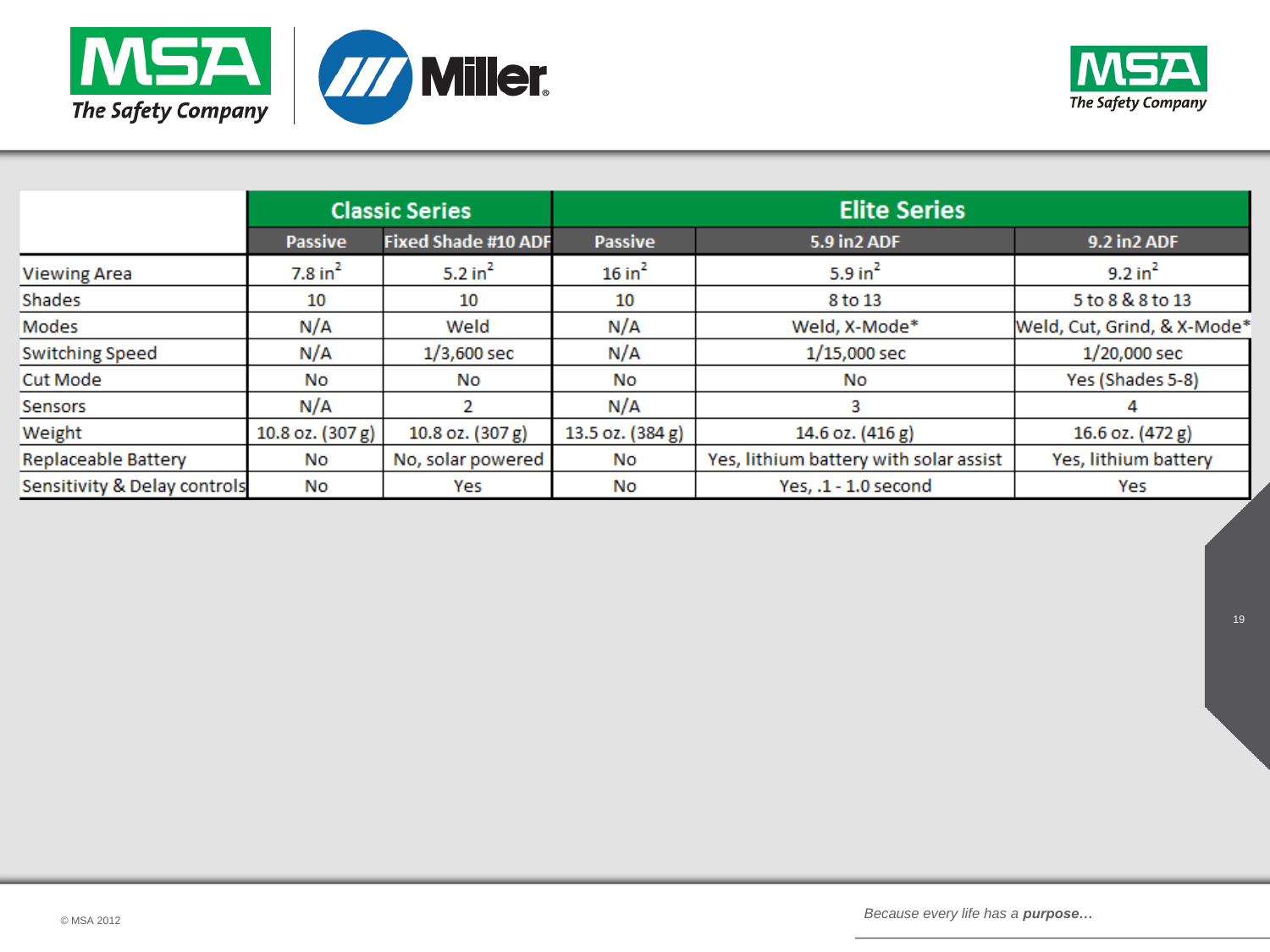| | Classic Series | | Elite Series | | |
|---|---|---|---|---|---|
| | Passive | Fixed Shade #10 ADF | Passive | 5.9 in2 ADF | 9.2 in2 ADF |
| Viewing Area | 7.8 $in^2$ | 5.2 $in^2$ | 16 $in^2$ | 5.9 $in^2$ | 9.2 $in^2$ |
| Shades | 10 | 10 | 10 | 8 to 13 | 5 to 8 & 8 to 13 |
| Modes | N/A | Weld | N/A | Weld, X-Mode* | Weld, Cut, Grind, & X-Mode* |
| Switching Speed | N/A | 1/3,600 sec | N/A | 1/15,000 sec | 1/20,000 sec |
| Cut Mode | No | No | No | No | Yes (Shades 5-8) |
| Sensors | N/A | 2 | N/A | 3 | 4 |
| Weight | 10.8 oz. (307 g) | 10.8 oz. (307 g) | 13.5 oz. (384 g) | 14.6 oz. (416 g) | 16.6 oz. (472 g) |
| Replaceable Battery | No | No, solar powered | No | Yes, lithium battery with solar assist | Yes, lithium battery |
| Sensitivity & Delay controls | No | Yes | No | Yes, .1 - 1.0 second | Yes |

© MSA 2012

*Because every life has a **purpose…***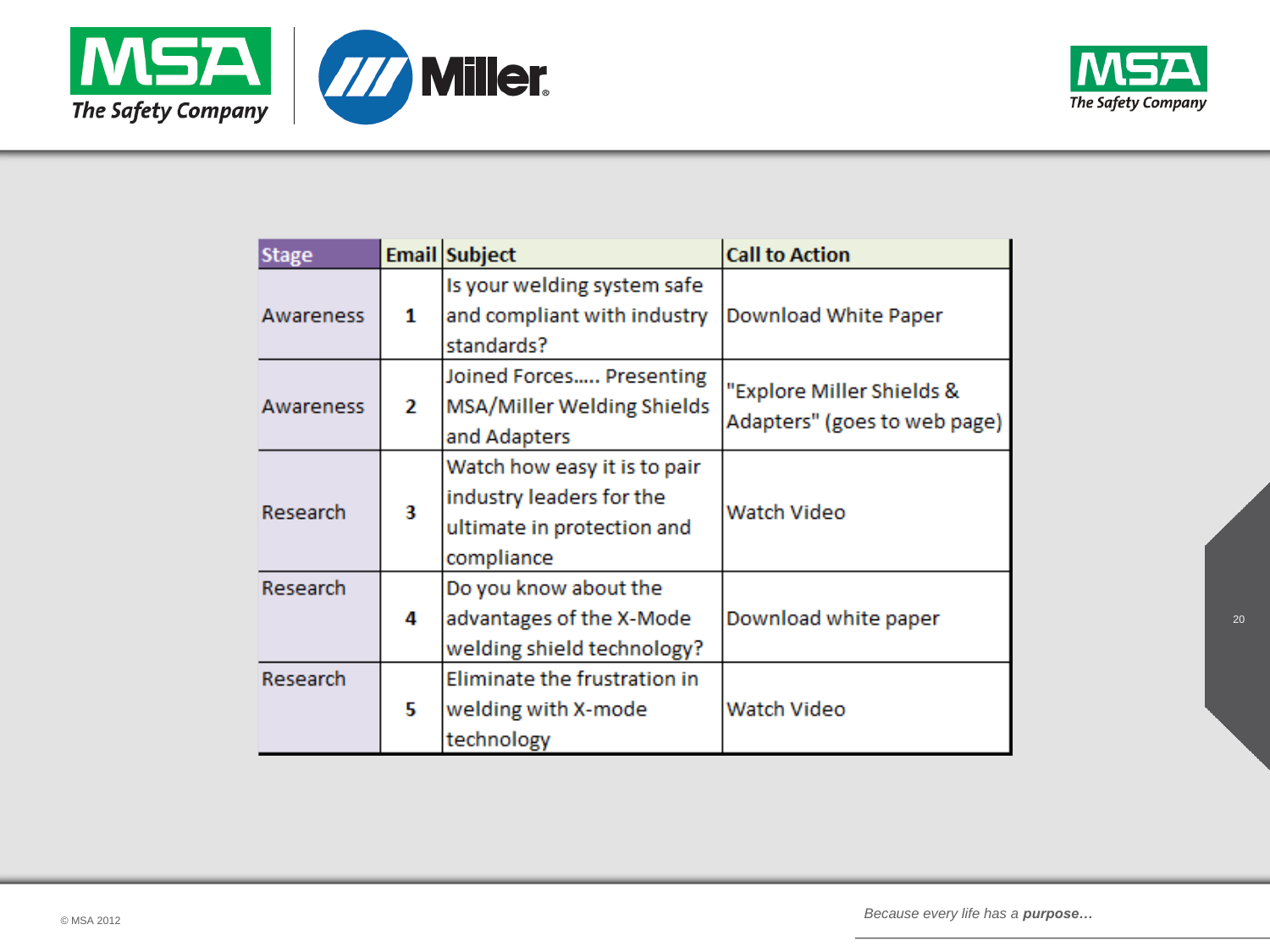| Stage | Email | Subject | Call to Action |
|---|---|---|---|
| Awareness | 1 | Is your welding system safe and compliant with industry standards? | Download White Paper |
| Awareness | 2 | Joined Forces….. Presenting MSA/Miller Welding Shields and Adapters | "Explore Miller Shields & Adapters" (goes to web page) |
| Research | 3 | Watch how easy it is to pair industry leaders for the ultimate in protection and compliance | Watch Video |
| Research | 4 | Do you know about the advantages of the X-Mode welding shield technology? | Download white paper |
| Research | 5 | Eliminate the frustration in welding with X-mode technology | Watch Video |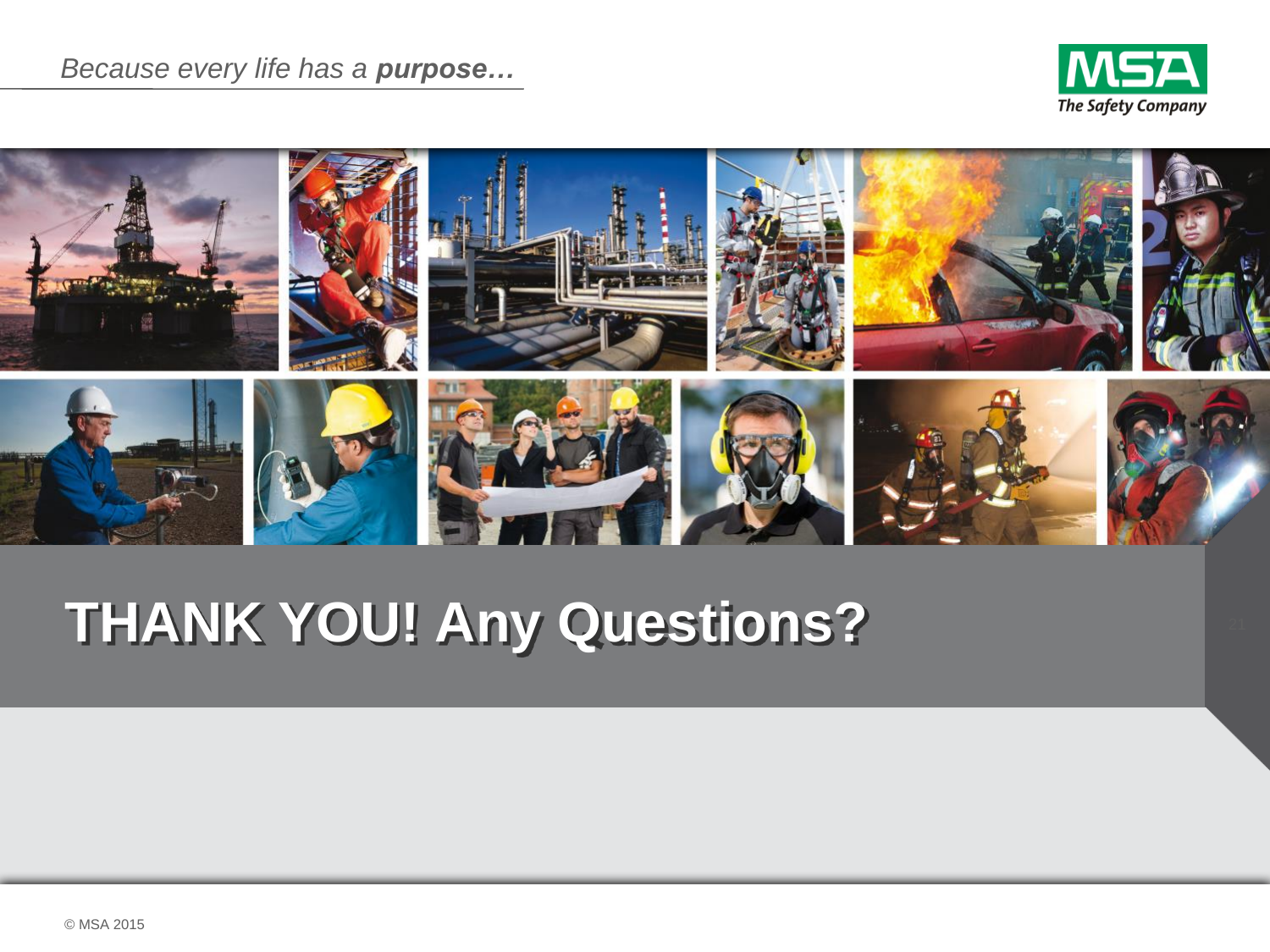*Because every life has a **purpose…***

MSA The Safety Company

# THANK YOU! Any Questions?

© MSA 2015